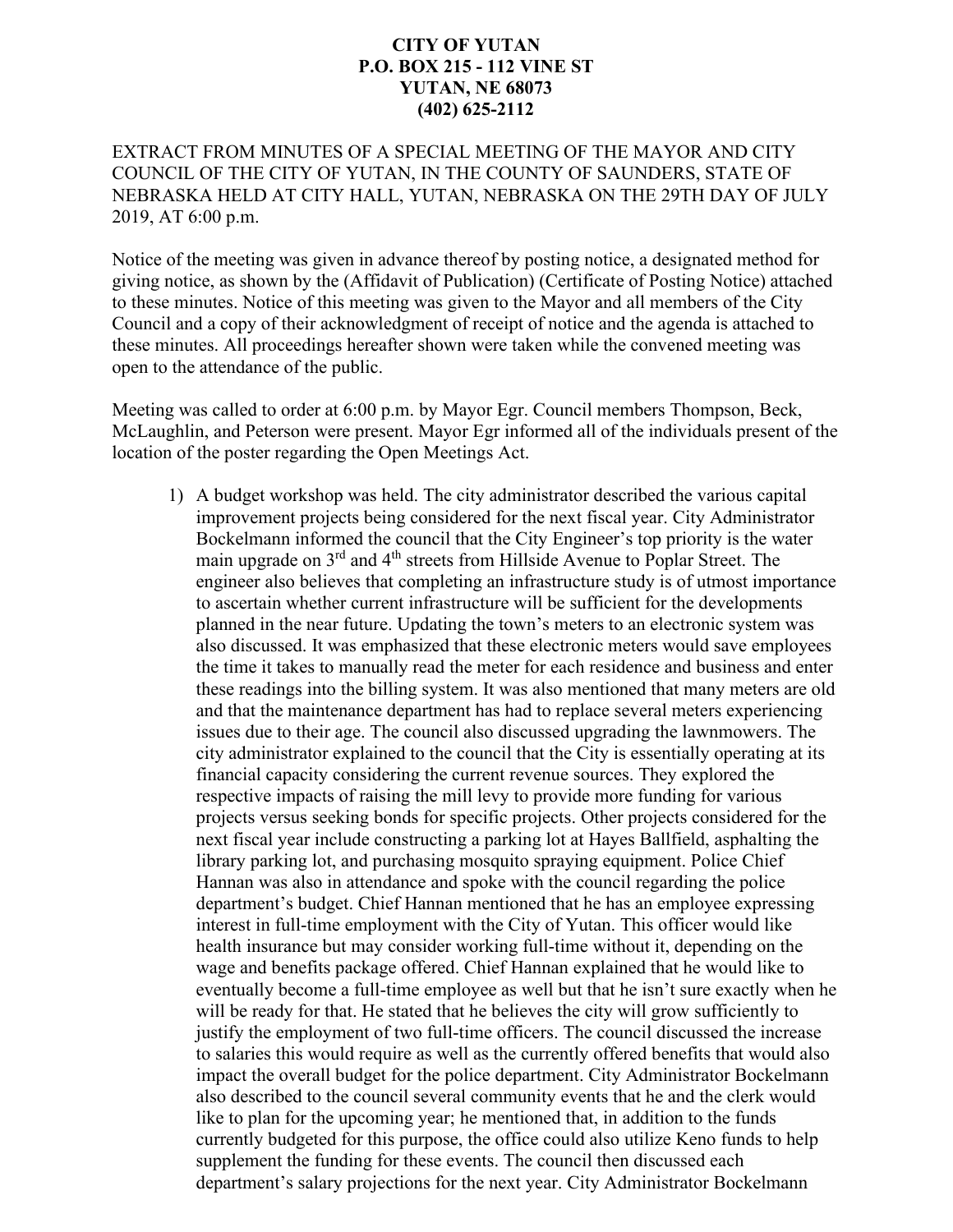**CITY OF YUTAN**
**P.O. BOX 215 - 112 VINE ST**
**YUTAN, NE 68073**
**(402) 625-2112**

EXTRACT FROM MINUTES OF A SPECIAL MEETING OF THE MAYOR AND CITY COUNCIL OF THE CITY OF YUTAN, IN THE COUNTY OF SAUNDERS, STATE OF NEBRASKA HELD AT CITY HALL, YUTAN, NEBRASKA ON THE 29TH DAY OF JULY 2019, AT 6:00 p.m.

Notice of the meeting was given in advance thereof by posting notice, a designated method for giving notice, as shown by the (Affidavit of Publication) (Certificate of Posting Notice) attached to these minutes. Notice of this meeting was given to the Mayor and all members of the City Council and a copy of their acknowledgment of receipt of notice and the agenda is attached to these minutes. All proceedings hereafter shown were taken while the convened meeting was open to the attendance of the public.

Meeting was called to order at 6:00 p.m. by Mayor Egr. Council members Thompson, Beck, McLaughlin, and Peterson were present. Mayor Egr informed all of the individuals present of the location of the poster regarding the Open Meetings Act.

1) A budget workshop was held. The city administrator described the various capital improvement projects being considered for the next fiscal year. City Administrator Bockelmann informed the council that the City Engineer's top priority is the water main upgrade on 3rd and 4th streets from Hillside Avenue to Poplar Street. The engineer also believes that completing an infrastructure study is of utmost importance to ascertain whether current infrastructure will be sufficient for the developments planned in the near future. Updating the town's meters to an electronic system was also discussed. It was emphasized that these electronic meters would save employees the time it takes to manually read the meter for each residence and business and enter these readings into the billing system. It was also mentioned that many meters are old and that the maintenance department has had to replace several meters experiencing issues due to their age. The council also discussed upgrading the lawnmowers. The city administrator explained to the council that the City is essentially operating at its financial capacity considering the current revenue sources. They explored the respective impacts of raising the mill levy to provide more funding for various projects versus seeking bonds for specific projects. Other projects considered for the next fiscal year include constructing a parking lot at Hayes Ballfield, asphalting the library parking lot, and purchasing mosquito spraying equipment. Police Chief Hannan was also in attendance and spoke with the council regarding the police department's budget. Chief Hannan mentioned that he has an employee expressing interest in full-time employment with the City of Yutan. This officer would like health insurance but may consider working full-time without it, depending on the wage and benefits package offered. Chief Hannan explained that he would like to eventually become a full-time employee as well but that he isn't sure exactly when he will be ready for that. He stated that he believes the city will grow sufficiently to justify the employment of two full-time officers. The council discussed the increase to salaries this would require as well as the currently offered benefits that would also impact the overall budget for the police department. City Administrator Bockelmann also described to the council several community events that he and the clerk would like to plan for the upcoming year; he mentioned that, in addition to the funds currently budgeted for this purpose, the office could also utilize Keno funds to help supplement the funding for these events. The council then discussed each department's salary projections for the next year. City Administrator Bockelmann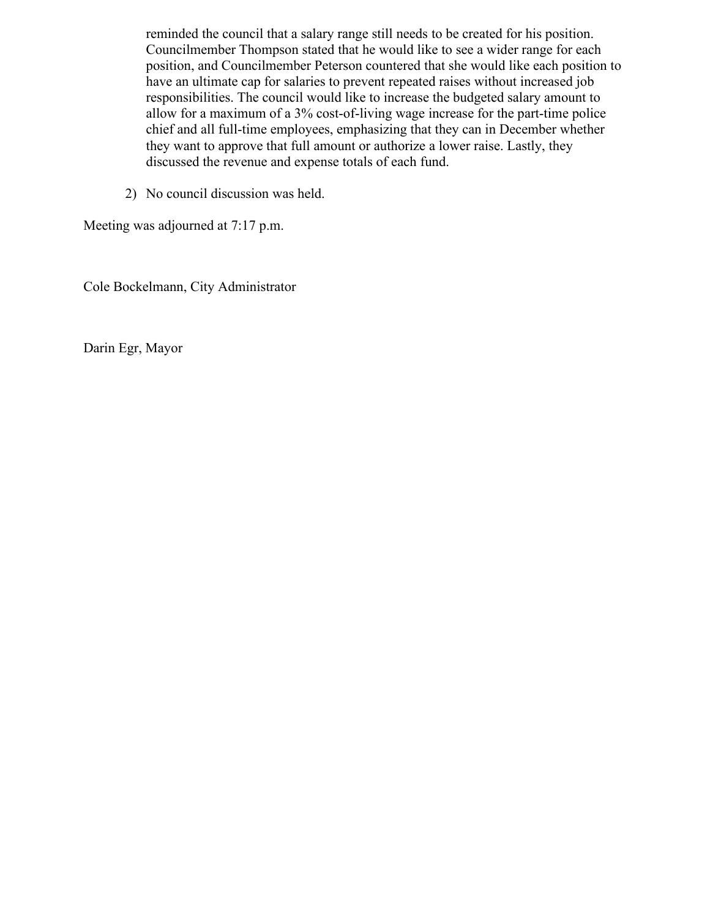reminded the council that a salary range still needs to be created for his position. Councilmember Thompson stated that he would like to see a wider range for each position, and Councilmember Peterson countered that she would like each position to have an ultimate cap for salaries to prevent repeated raises without increased job responsibilities. The council would like to increase the budgeted salary amount to allow for a maximum of a 3% cost-of-living wage increase for the part-time police chief and all full-time employees, emphasizing that they can in December whether they want to approve that full amount or authorize a lower raise. Lastly, they discussed the revenue and expense totals of each fund.

2) No council discussion was held.

Meeting was adjourned at 7:17 p.m.

Cole Bockelmann, City Administrator

Darin Egr, Mayor